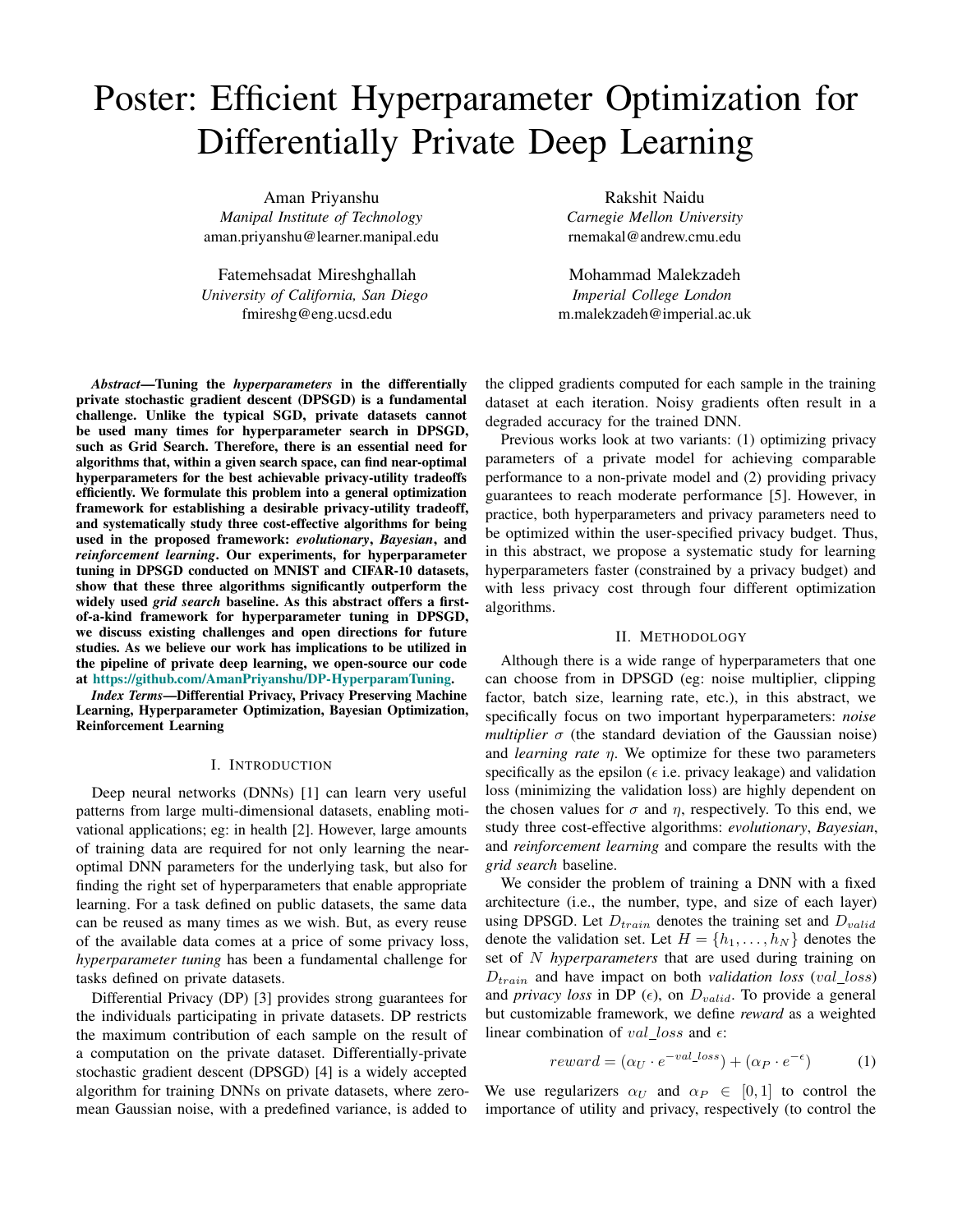# Poster: Efficient Hyperparameter Optimization for Differentially Private Deep Learning

Aman Priyanshu
*Manipal Institute of Technology*
aman.priyanshu@learner.manipal.edu

Rakshit Naidu
*Carnegie Mellon University*
rnemakal@andrew.cmu.edu

Fatemehsadat Mireshghallah
*University of California, San Diego*
fmireshg@eng.ucsd.edu

Mohammad Malekzadeh
*Imperial College London*
m.malekzadeh@imperial.ac.uk

***Abstract*—Tuning the *hyperparameters* in the differentially private stochastic gradient descent (DPSGD) is a fundamental challenge. Unlike the typical SGD, private datasets cannot be used many times for hyperparameter search in DPSGD, such as Grid Search. Therefore, there is an essential need for algorithms that, within a given search space, can find near-optimal hyperparameters for the best achievable privacy-utility tradeoffs efficiently. We formulate this problem into a general optimization framework for establishing a desirable privacy-utility tradeoff, and systematically study three cost-effective algorithms for being used in the proposed framework: *evolutionary*, *Bayesian*, and *reinforcement learning*. Our experiments, for hyperparameter tuning in DPSGD conducted on MNIST and CIFAR-10 datasets, show that these three algorithms significantly outperform the widely used *grid search* baseline. As this abstract offers a first-of-a-kind framework for hyperparameter tuning in DPSGD, we discuss existing challenges and open directions for future studies. As we believe our work has implications to be utilized in the pipeline of private deep learning, we open-source our code at https://github.com/AmanPriyanshu/DP-HyperparamTuning.**

***Index Terms*—Differential Privacy, Privacy Preserving Machine Learning, Hyperparameter Optimization, Bayesian Optimization, Reinforcement Learning**

## I. Introduction

Deep neural networks (DNNs) [1] can learn very useful patterns from large multi-dimensional datasets, enabling motivational applications; eg: in health [2]. However, large amounts of training data are required for not only learning the near-optimal DNN parameters for the underlying task, but also for finding the right set of hyperparameters that enable appropriate learning. For a task defined on public datasets, the same data can be reused as many times as we wish. But, as every reuse of the available data comes at a price of some privacy loss, *hyperparameter tuning* has been a fundamental challenge for tasks defined on private datasets.

Differential Privacy (DP) [3] provides strong guarantees for the individuals participating in private datasets. DP restricts the maximum contribution of each sample on the result of a computation on the private dataset. Differentially-private stochastic gradient descent (DPSGD) [4] is a widely accepted algorithm for training DNNs on private datasets, where zero-mean Gaussian noise, with a predefined variance, is added to the clipped gradients computed for each sample in the training dataset at each iteration. Noisy gradients often result in a degraded accuracy for the trained DNN.

Previous works look at two variants: (1) optimizing privacy parameters of a private model for achieving comparable performance to a non-private model and (2) providing privacy guarantees to reach moderate performance [5]. However, in practice, both hyperparameters and privacy parameters need to be optimized within the user-specified privacy budget. Thus, in this abstract, we propose a systematic study for learning hyperparameters faster (constrained by a privacy budget) and with less privacy cost through four different optimization algorithms.

## II. Methodology

Although there is a wide range of hyperparameters that one can choose from in DPSGD (eg: noise multiplier, clipping factor, batch size, learning rate, etc.), in this abstract, we specifically focus on two important hyperparameters: *noise multiplier* $\sigma$ (the standard deviation of the Gaussian noise) and *learning rate* $\eta$. We optimize for these two parameters specifically as the epsilon ($\epsilon$ i.e. privacy leakage) and validation loss (minimizing the validation loss) are highly dependent on the chosen values for $\sigma$ and $\eta$, respectively. To this end, we study three cost-effective algorithms: *evolutionary*, *Bayesian*, and *reinforcement learning* and compare the results with the *grid search* baseline.

We consider the problem of training a DNN with a fixed architecture (i.e., the number, type, and size of each layer) using DPSGD. Let $D_{train}$ denotes the training set and $D_{valid}$ denote the validation set. Let $H = \{h_1, \ldots, h_N\}$ denotes the set of $N$ *hyperparameters* that are used during training on $D_{train}$ and have impact on both *validation loss* ($val\_loss$) and *privacy loss* in DP ($\epsilon$), on $D_{valid}$. To provide a general but customizable framework, we define *reward* as a weighted linear combination of $val\_loss$ and $\epsilon$:

$$reward = (\alpha_U \cdot e^{-val\_loss}) + (\alpha_P \cdot e^{-\epsilon}) \tag{1}$$

We use regularizers $\alpha_U$ and $\alpha_P \in [0, 1]$ to control the importance of utility and privacy, respectively (to control the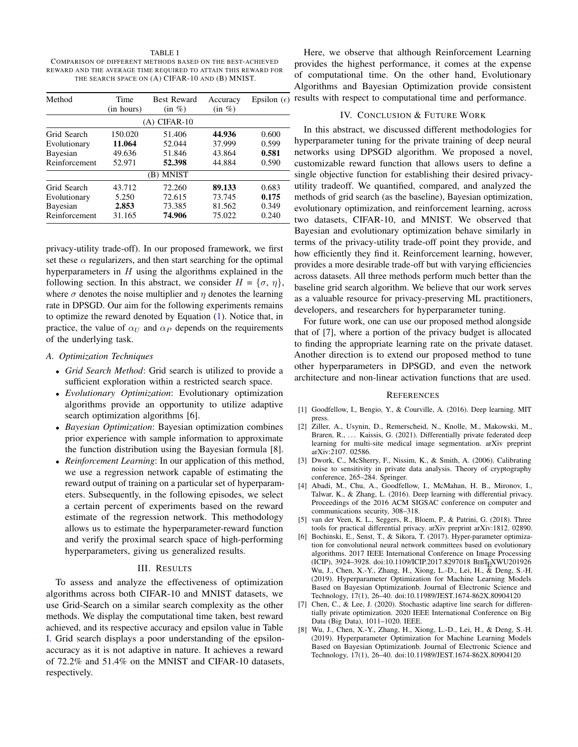TABLE I
COMPARISON OF DIFFERENT METHODS BASED ON THE BEST-ACHIEVED REWARD AND THE AVERAGE TIME REQUIRED TO ATTAIN THIS REWARD FOR THE SEARCH SPACE ON (A) CIFAR-10 AND (B) MNIST.

| Method | Time (in hours) | Best Reward (in %) | Accuracy (in %) | Epsilon ($\epsilon$) |
|---|---|---|---|---|
| (A) CIFAR-10 | | | | |
| Grid Search | 150.020 | 51.406 | **44.936** | 0.600 |
| Evolutionary | **11.064** | 52.044 | 37.999 | 0.599 |
| Bayesian | 49.636 | 51.846 | 43.864 | **0.581** |
| Reinforcement | 52.971 | **52.398** | 44.884 | 0.590 |
| (B) MNIST | | | | |
| Grid Search | 43.712 | 72.260 | **89.133** | 0.683 |
| Evolutionary | 5.250 | 72.615 | 73.745 | **0.175** |
| Bayesian | **2.853** | 73.385 | 81.562 | 0.349 |
| Reinforcement | 31.165 | **74.906** | 75.022 | 0.240 |

privacy-utility trade-off). In our proposed framework, we first set these $\alpha$ regularizers, and then start searching for the optimal hyperparameters in $H$ using the algorithms explained in the following section. In this abstract, we consider $H = \{\sigma, \eta\}$, where $\sigma$ denotes the noise multiplier and $\eta$ denotes the learning rate in DPSGD. Our aim for the following experiments remains to optimize the reward denoted by Equation (1). Notice that, in practice, the value of $\alpha_U$ and $\alpha_P$ depends on the requirements of the underlying task.

### A. Optimization Techniques

- *Grid Search Method*: Grid search is utilized to provide a sufficient exploration within a restricted search space.
- *Evolutionary Optimization*: Evolutionary optimization algorithms provide an opportunity to utilize adaptive search optimization algorithms [6].
- *Bayesian Optimization*: Bayesian optimization combines prior experience with sample information to approximate the function distribution using the Bayesian formula [8].
- *Reinforcement Learning*: In our application of this method, we use a regression network capable of estimating the reward output of training on a particular set of hyperparameters. Subsequently, in the following episodes, we select a certain percent of experiments based on the reward estimate of the regression network. This methodology allows us to estimate the hyperparameter-reward function and verify the proximal search space of high-performing hyperparameters, giving us generalized results.

## III. RESULTS

To assess and analyze the effectiveness of optimization algorithms across both CIFAR-10 and MNIST datasets, we use Grid-Search on a similar search complexity as the other methods. We display the computational time taken, best reward achieved, and its respective accuracy and epsilon value in Table I. Grid search displays a poor understanding of the epsilon-accuracy as it is not adaptive in nature. It achieves a reward of 72.2% and 51.4% on the MNIST and CIFAR-10 datasets, respectively.

Here, we observe that although Reinforcement Learning provides the highest performance, it comes at the expense of computational time. On the other hand, Evolutionary Algorithms and Bayesian Optimization provide consistent results with respect to computational time and performance.

## IV. CONCLUSION & FUTURE WORK

In this abstract, we discussed different methodologies for hyperparameter tuning for the private training of deep neural networks using DPSGD algorithm. We proposed a novel, customizable reward function that allows users to define a single objective function for establishing their desired privacy-utility tradeoff. We quantified, compared, and analyzed the methods of grid search (as the baseline), Bayesian optimization, evolutionary optimization, and reinforcement learning, across two datasets, CIFAR-10, and MNIST. We observed that Bayesian and evolutionary optimization behave similarly in terms of the privacy-utility trade-off point they provide, and how efficiently they find it. Reinforcement learning, however, provides a more desirable trade-off but with varying efficiencies across datasets. All three methods perform much better than the baseline grid search algorithm. We believe that our work serves as a valuable resource for privacy-preserving ML practitioners, developers, and researchers for hyperparameter tuning.

For future work, one can use our proposed method alongside that of [7], where a portion of the privacy budget is allocated to finding the appropriate learning rate on the private dataset. Another direction is to extend our proposed method to tune other hyperparameters in DPSGD, and even the network architecture and non-linear activation functions that are used.

## REFERENCES

[1] Goodfellow, I., Bengio, Y., & Courville, A. (2016). Deep learning. MIT press.

[2] Ziller, A., Usynin, D., Remerscheid, N., Knolle, M., Makowski, M., Braren, R., … Kaissis, G. (2021). Differentially private federated deep learning for multi-site medical image segmentation. arXiv preprint arXiv:2107. 02586.

[3] Dwork, C., McSherry, F., Nissim, K., & Smith, A. (2006). Calibrating noise to sensitivity in private data analysis. Theory of cryptography conference, 265–284. Springer.

[4] Abadi, M., Chu, A., Goodfellow, I., McMahan, H. B., Mironov, I., Talwar, K., & Zhang, L. (2016). Deep learning with differential privacy. Proceedings of the 2016 ACM SIGSAC conference on computer and communications security, 308–318.

[5] van der Veen, K. L., Seggers, R., Bloem, P., & Patrini, G. (2018). Three tools for practical differential privacy. arXiv preprint arXiv:1812. 02890.

[6] Bochinski, E., Senst, T., & Sikora, T. (2017). Hyper-parameter optimization for convolutional neural network committees based on evolutionary algorithms. 2017 IEEE International Conference on Image Processing (ICIP), 3924–3928. doi:10.1109/ICIP.2017.8297018 BibTeXWU201926 Wu, J., Chen, X.-Y., Zhang, H., Xiong, L.-D., Lei, H., & Deng, S.-H. (2019). Hyperparameter Optimization for Machine Learning Models Based on Bayesian Optimizationb. Journal of Electronic Science and Technology, 17(1), 26–40. doi:10.11989/JEST.1674-862X.80904120

[7] Chen, C., & Lee, J. (2020). Stochastic adaptive line search for differentially private optimization. 2020 IEEE International Conference on Big Data (Big Data), 1011–1020. IEEE.

[8] Wu, J., Chen, X.-Y., Zhang, H., Xiong, L.-D., Lei, H., & Deng, S.-H. (2019). Hyperparameter Optimization for Machine Learning Models Based on Bayesian Optimizationb. Journal of Electronic Science and Technology, 17(1), 26–40. doi:10.11989/JEST.1674-862X.80904120